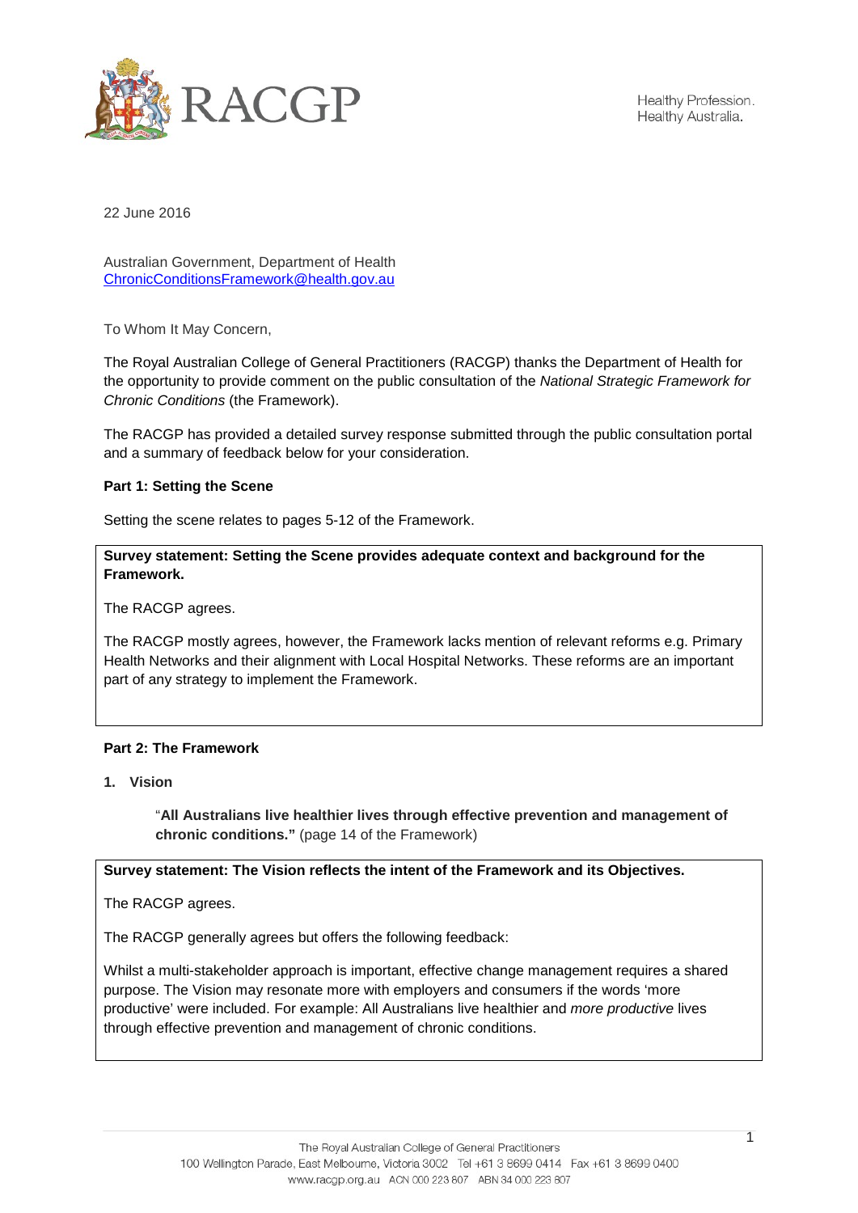RACGP

Healthy Profession.
Healthy Australia.

22 June 2016

Australian Government, Department of Health
ChronicConditionsFramework@health.gov.au

To Whom It May Concern,

The Royal Australian College of General Practitioners (RACGP) thanks the Department of Health for the opportunity to provide comment on the public consultation of the *National Strategic Framework for Chronic Conditions* (the Framework).

The RACGP has provided a detailed survey response submitted through the public consultation portal and a summary of feedback below for your consideration.

**Part 1: Setting the Scene**

Setting the scene relates to pages 5-12 of the Framework.

**Survey statement: Setting the Scene provides adequate context and background for the Framework.**

The RACGP agrees.

The RACGP mostly agrees, however, the Framework lacks mention of relevant reforms e.g. Primary Health Networks and their alignment with Local Hospital Networks. These reforms are an important part of any strategy to implement the Framework.

**Part 2: The Framework**

1. **Vision**

"**All Australians live healthier lives through effective prevention and management of chronic conditions."** (page 14 of the Framework)

**Survey statement: The Vision reflects the intent of the Framework and its Objectives.**

The RACGP agrees.

The RACGP generally agrees but offers the following feedback:

Whilst a multi-stakeholder approach is important, effective change management requires a shared purpose. The Vision may resonate more with employers and consumers if the words 'more productive' were included. For example: All Australians live healthier and *more productive* lives through effective prevention and management of chronic conditions.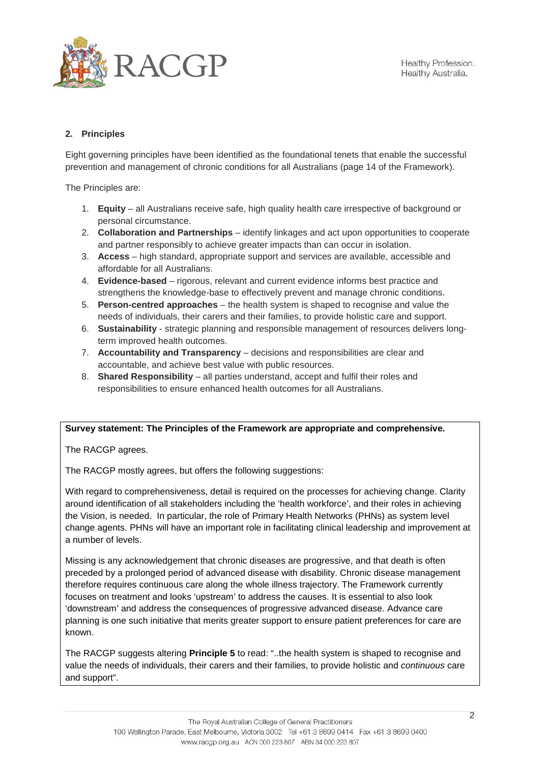## 2. Principles

Eight governing principles have been identified as the foundational tenets that enable the successful prevention and management of chronic conditions for all Australians (page 14 of the Framework).

The Principles are:

1. **Equity** – all Australians receive safe, high quality health care irrespective of background or personal circumstance.
2. **Collaboration and Partnerships** – identify linkages and act upon opportunities to cooperate and partner responsibly to achieve greater impacts than can occur in isolation.
3. **Access** – high standard, appropriate support and services are available, accessible and affordable for all Australians.
4. **Evidence-based** – rigorous, relevant and current evidence informs best practice and strengthens the knowledge-base to effectively prevent and manage chronic conditions.
5. **Person-centred approaches** – the health system is shaped to recognise and value the needs of individuals, their carers and their families, to provide holistic care and support.
6. **Sustainability** - strategic planning and responsible management of resources delivers long-term improved health outcomes.
7. **Accountability and Transparency** – decisions and responsibilities are clear and accountable, and achieve best value with public resources.
8. **Shared Responsibility** – all parties understand, accept and fulfil their roles and responsibilities to ensure enhanced health outcomes for all Australians.

**Survey statement: The Principles of the Framework are appropriate and comprehensive.**

The RACGP agrees.

The RACGP mostly agrees, but offers the following suggestions:

With regard to comprehensiveness, detail is required on the processes for achieving change. Clarity around identification of all stakeholders including the 'health workforce', and their roles in achieving the Vision, is needed. In particular, the role of Primary Health Networks (PHNs) as system level change agents. PHNs will have an important role in facilitating clinical leadership and improvement at a number of levels.

Missing is any acknowledgement that chronic diseases are progressive, and that death is often preceded by a prolonged period of advanced disease with disability. Chronic disease management therefore requires continuous care along the whole illness trajectory. The Framework currently focuses on treatment and looks 'upstream' to address the causes. It is essential to also look 'downstream' and address the consequences of progressive advanced disease. Advance care planning is one such initiative that merits greater support to ensure patient preferences for care are known.

The RACGP suggests altering **Principle 5** to read: "..the health system is shaped to recognise and value the needs of individuals, their carers and their families, to provide holistic and *continuous* care and support".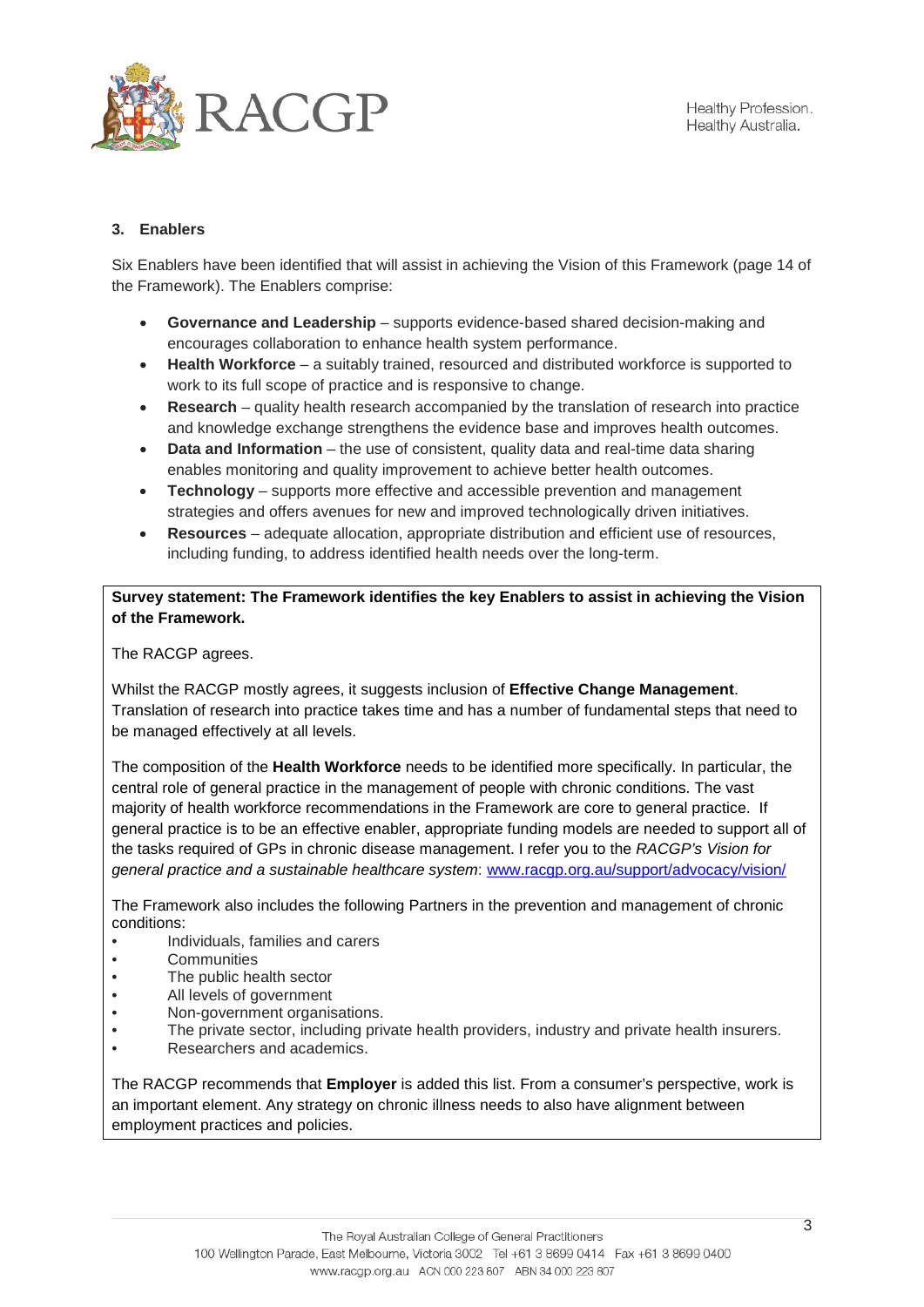### 3. Enablers

Six Enablers have been identified that will assist in achieving the Vision of this Framework (page 14 of the Framework). The Enablers comprise:

- **Governance and Leadership** – supports evidence-based shared decision-making and encourages collaboration to enhance health system performance.
- **Health Workforce** – a suitably trained, resourced and distributed workforce is supported to work to its full scope of practice and is responsive to change.
- **Research** – quality health research accompanied by the translation of research into practice and knowledge exchange strengthens the evidence base and improves health outcomes.
- **Data and Information** – the use of consistent, quality data and real-time data sharing enables monitoring and quality improvement to achieve better health outcomes.
- **Technology** – supports more effective and accessible prevention and management strategies and offers avenues for new and improved technologically driven initiatives.
- **Resources** – adequate allocation, appropriate distribution and efficient use of resources, including funding, to address identified health needs over the long-term.

**Survey statement: The Framework identifies the key Enablers to assist in achieving the Vision of the Framework.**

The RACGP agrees.

Whilst the RACGP mostly agrees, it suggests inclusion of **Effective Change Management**. Translation of research into practice takes time and has a number of fundamental steps that need to be managed effectively at all levels.

The composition of the **Health Workforce** needs to be identified more specifically. In particular, the central role of general practice in the management of people with chronic conditions. The vast majority of health workforce recommendations in the Framework are core to general practice. If general practice is to be an effective enabler, appropriate funding models are needed to support all of the tasks required of GPs in chronic disease management. I refer you to the *RACGP's Vision for general practice and a sustainable healthcare system*: www.racgp.org.au/support/advocacy/vision/

The Framework also includes the following Partners in the prevention and management of chronic conditions:

- Individuals, families and carers
- Communities
- The public health sector
- All levels of government
- Non-government organisations.
- The private sector, including private health providers, industry and private health insurers.
- Researchers and academics.

The RACGP recommends that **Employer** is added this list. From a consumer's perspective, work is an important element. Any strategy on chronic illness needs to also have alignment between employment practices and policies.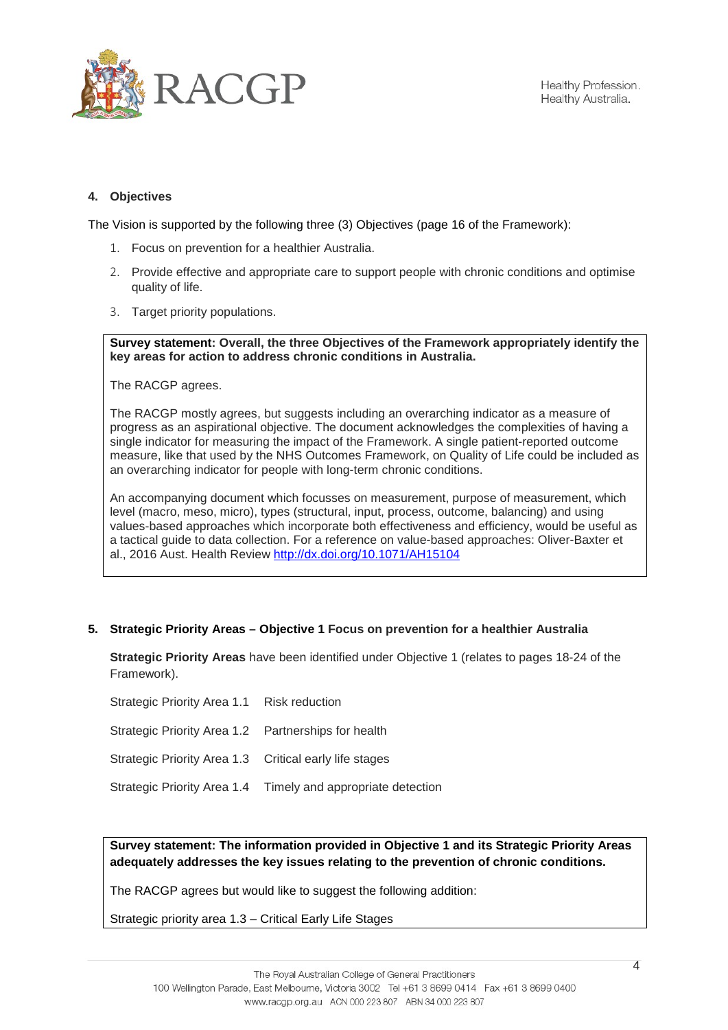## 4. Objectives

The Vision is supported by the following three (3) Objectives (page 16 of the Framework):

1. Focus on prevention for a healthier Australia.
2. Provide effective and appropriate care to support people with chronic conditions and optimise quality of life.
3. Target priority populations.

**Survey statement: Overall, the three Objectives of the Framework appropriately identify the key areas for action to address chronic conditions in Australia.**

The RACGP agrees.

The RACGP mostly agrees, but suggests including an overarching indicator as a measure of progress as an aspirational objective. The document acknowledges the complexities of having a single indicator for measuring the impact of the Framework. A single patient-reported outcome measure, like that used by the NHS Outcomes Framework, on Quality of Life could be included as an overarching indicator for people with long-term chronic conditions.

An accompanying document which focusses on measurement, purpose of measurement, which level (macro, meso, micro), types (structural, input, process, outcome, balancing) and using values-based approaches which incorporate both effectiveness and efficiency, would be useful as a tactical guide to data collection. For a reference on value-based approaches: Oliver-Baxter et al., 2016 Aust. Health Review http://dx.doi.org/10.1071/AH15104

## 5. Strategic Priority Areas – Objective 1 Focus on prevention for a healthier Australia

**Strategic Priority Areas** have been identified under Objective 1 (relates to pages 18-24 of the Framework).

| | |
|---|---|
| Strategic Priority Area 1.1 | Risk reduction |
| Strategic Priority Area 1.2 | Partnerships for health |
| Strategic Priority Area 1.3 | Critical early life stages |
| Strategic Priority Area 1.4 | Timely and appropriate detection |

**Survey statement: The information provided in Objective 1 and its Strategic Priority Areas adequately addresses the key issues relating to the prevention of chronic conditions.**

The RACGP agrees but would like to suggest the following addition:

Strategic priority area 1.3 – Critical Early Life Stages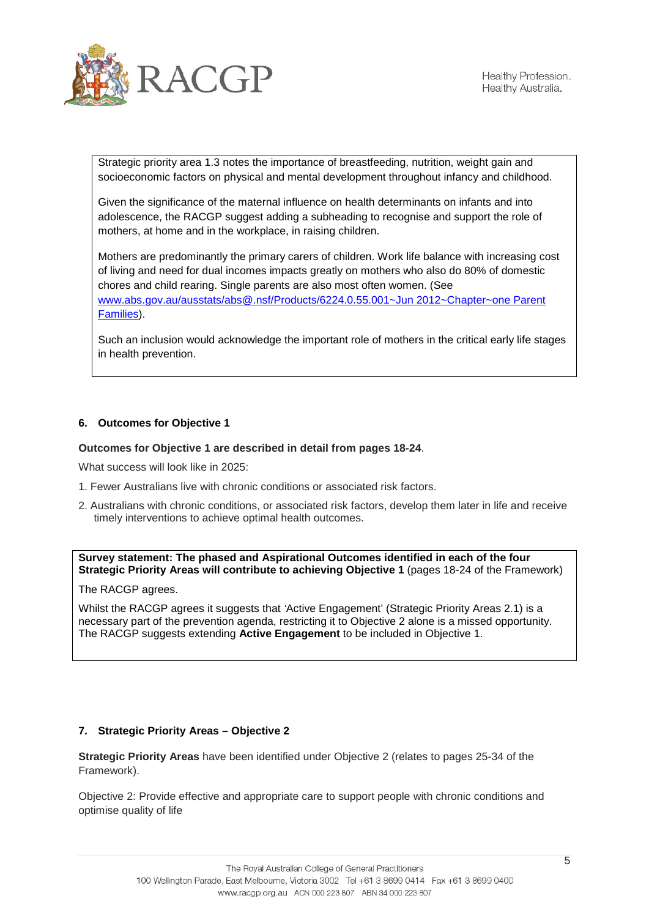Strategic priority area 1.3 notes the importance of breastfeeding, nutrition, weight gain and socioeconomic factors on physical and mental development throughout infancy and childhood.

Given the significance of the maternal influence on health determinants on infants and into adolescence, the RACGP suggest adding a subheading to recognise and support the role of mothers, at home and in the workplace, in raising children.

Mothers are predominantly the primary carers of children. Work life balance with increasing cost of living and need for dual incomes impacts greatly on mothers who also do 80% of domestic chores and child rearing. Single parents are also most often women. (See [www.abs.gov.au/ausstats/abs@.nsf/Products/6224.0.55.001~Jun 2012~Chapter~one Parent Families](www.abs.gov.au/ausstats/abs@.nsf/Products/6224.0.55.001~Jun 2012~Chapter~one Parent Families)).

Such an inclusion would acknowledge the important role of mothers in the critical early life stages in health prevention.

## 6. Outcomes for Objective 1

**Outcomes for Objective 1 are described in detail from pages 18-24**.

What success will look like in 2025:

1. Fewer Australians live with chronic conditions or associated risk factors.
2. Australians with chronic conditions, or associated risk factors, develop them later in life and receive timely interventions to achieve optimal health outcomes.

**Survey statement: The phased and Aspirational Outcomes identified in each of the four Strategic Priority Areas will contribute to achieving Objective 1** (pages 18-24 of the Framework)

The RACGP agrees.

Whilst the RACGP agrees it suggests that 'Active Engagement' (Strategic Priority Areas 2.1) is a necessary part of the prevention agenda, restricting it to Objective 2 alone is a missed opportunity. The RACGP suggests extending **Active Engagement** to be included in Objective 1.

## 7. Strategic Priority Areas – Objective 2

**Strategic Priority Areas** have been identified under Objective 2 (relates to pages 25-34 of the Framework).

Objective 2: Provide effective and appropriate care to support people with chronic conditions and optimise quality of life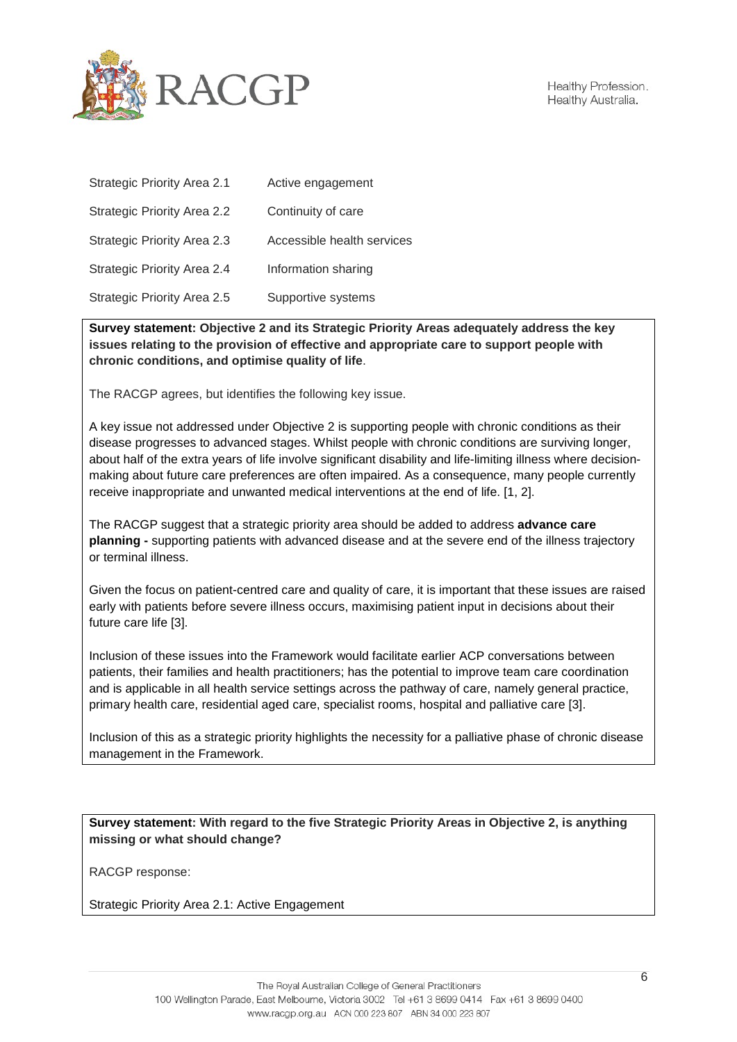| Strategic Priority Area | Description |
| --- | --- |
| Strategic Priority Area 2.1 | Active engagement |
| Strategic Priority Area 2.2 | Continuity of care |
| Strategic Priority Area 2.3 | Accessible health services |
| Strategic Priority Area 2.4 | Information sharing |
| Strategic Priority Area 2.5 | Supportive systems |

**Survey statement: Objective 2 and its Strategic Priority Areas adequately address the key issues relating to the provision of effective and appropriate care to support people with chronic conditions, and optimise quality of life**.

The RACGP agrees, but identifies the following key issue.

A key issue not addressed under Objective 2 is supporting people with chronic conditions as their disease progresses to advanced stages. Whilst people with chronic conditions are surviving longer, about half of the extra years of life involve significant disability and life-limiting illness where decision-making about future care preferences are often impaired. As a consequence, many people currently receive inappropriate and unwanted medical interventions at the end of life. [1, 2].

The RACGP suggest that a strategic priority area should be added to address **advance care planning -** supporting patients with advanced disease and at the severe end of the illness trajectory or terminal illness.

Given the focus on patient-centred care and quality of care, it is important that these issues are raised early with patients before severe illness occurs, maximising patient input in decisions about their future care life [3].

Inclusion of these issues into the Framework would facilitate earlier ACP conversations between patients, their families and health practitioners; has the potential to improve team care coordination and is applicable in all health service settings across the pathway of care, namely general practice, primary health care, residential aged care, specialist rooms, hospital and palliative care [3].

Inclusion of this as a strategic priority highlights the necessity for a palliative phase of chronic disease management in the Framework.

**Survey statement: With regard to the five Strategic Priority Areas in Objective 2, is anything missing or what should change?**

RACGP response:

Strategic Priority Area 2.1: Active Engagement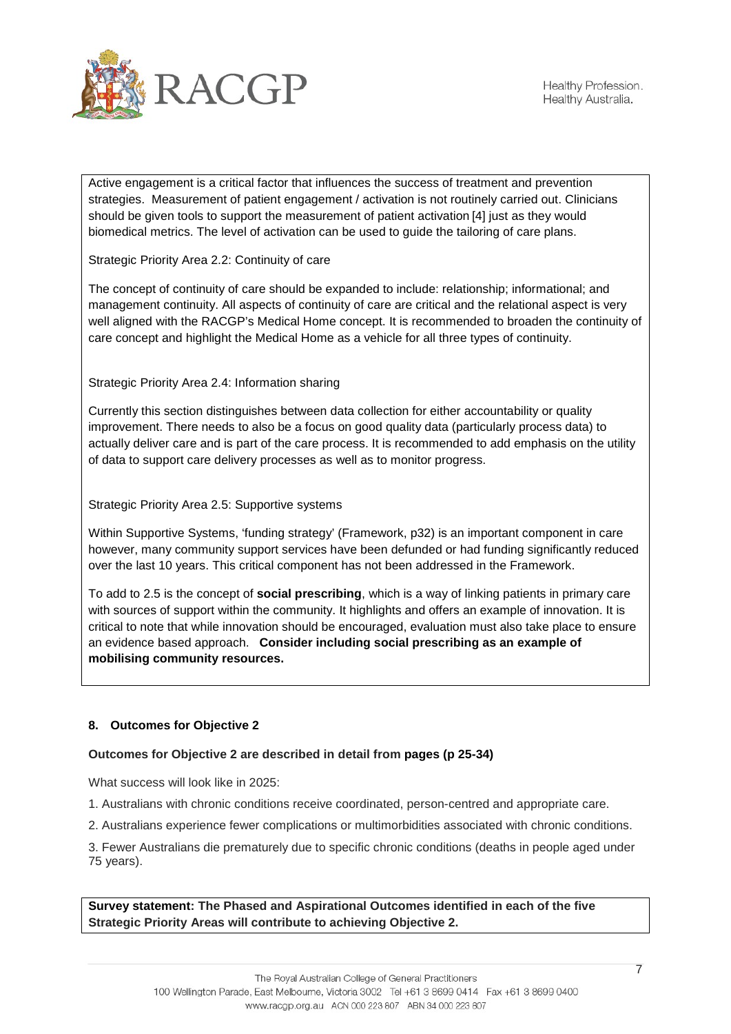Active engagement is a critical factor that influences the success of treatment and prevention strategies. Measurement of patient engagement / activation is not routinely carried out. Clinicians should be given tools to support the measurement of patient activation [4] just as they would biomedical metrics. The level of activation can be used to guide the tailoring of care plans.

Strategic Priority Area 2.2: Continuity of care

The concept of continuity of care should be expanded to include: relationship; informational; and management continuity. All aspects of continuity of care are critical and the relational aspect is very well aligned with the RACGP's Medical Home concept. It is recommended to broaden the continuity of care concept and highlight the Medical Home as a vehicle for all three types of continuity.

Strategic Priority Area 2.4: Information sharing

Currently this section distinguishes between data collection for either accountability or quality improvement. There needs to also be a focus on good quality data (particularly process data) to actually deliver care and is part of the care process. It is recommended to add emphasis on the utility of data to support care delivery processes as well as to monitor progress.

Strategic Priority Area 2.5: Supportive systems

Within Supportive Systems, 'funding strategy' (Framework, p32) is an important component in care however, many community support services have been defunded or had funding significantly reduced over the last 10 years. This critical component has not been addressed in the Framework.

To add to 2.5 is the concept of **social prescribing**, which is a way of linking patients in primary care with sources of support within the community. It highlights and offers an example of innovation. It is critical to note that while innovation should be encouraged, evaluation must also take place to ensure an evidence based approach. **Consider including social prescribing as an example of mobilising community resources.**

#### 8. Outcomes for Objective 2

**Outcomes for Objective 2 are described in detail from pages (p 25-34)**

What success will look like in 2025:

1. Australians with chronic conditions receive coordinated, person-centred and appropriate care.
2. Australians experience fewer complications or multimorbidities associated with chronic conditions.
3. Fewer Australians die prematurely due to specific chronic conditions (deaths in people aged under 75 years).

**Survey statement: The Phased and Aspirational Outcomes identified in each of the five Strategic Priority Areas will contribute to achieving Objective 2.**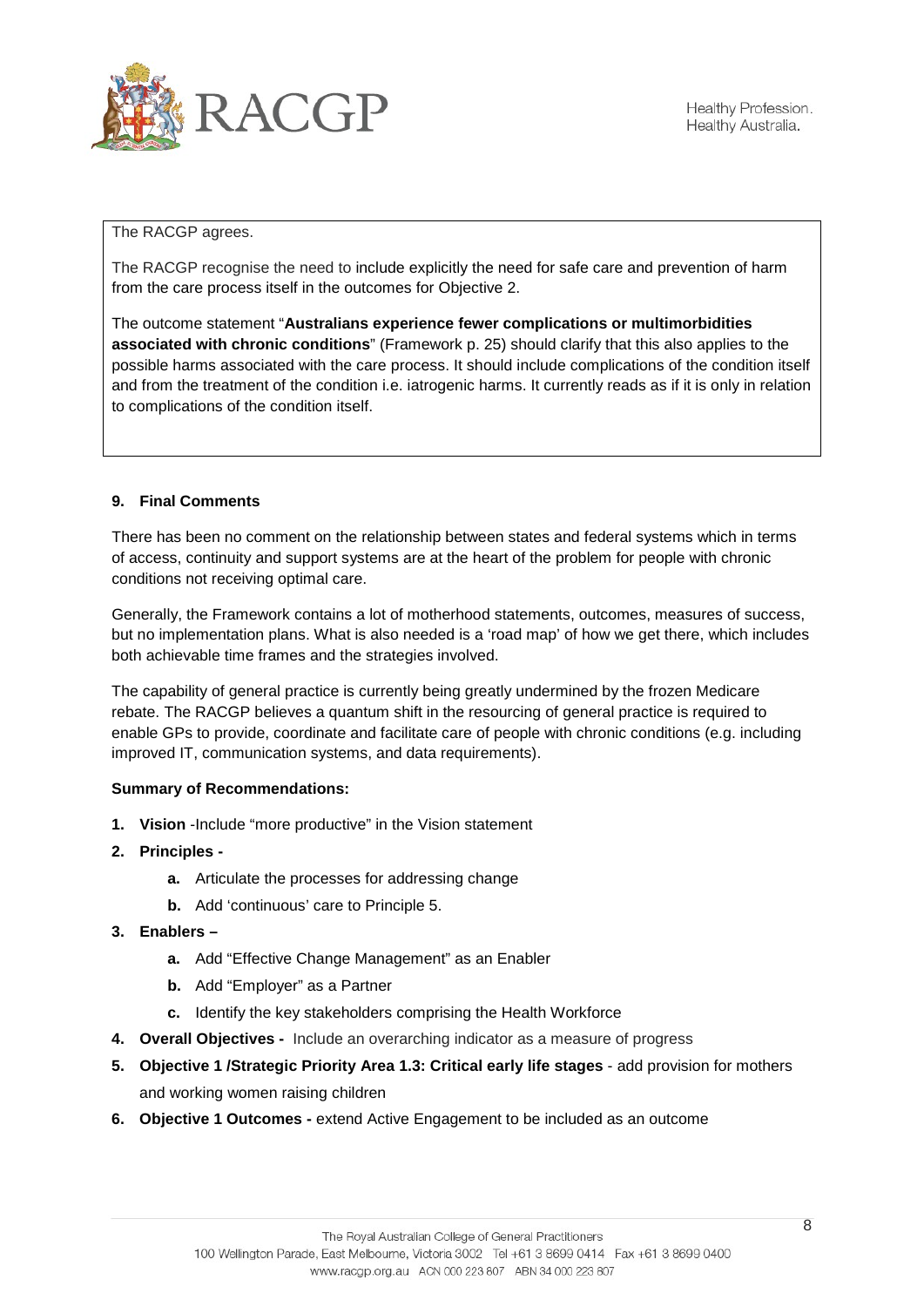The RACGP agrees.

The RACGP recognise the need to include explicitly the need for safe care and prevention of harm from the care process itself in the outcomes for Objective 2.

The outcome statement "**Australians experience fewer complications or multimorbidities associated with chronic conditions**" (Framework p. 25) should clarify that this also applies to the possible harms associated with the care process. It should include complications of the condition itself and from the treatment of the condition i.e. iatrogenic harms. It currently reads as if it is only in relation to complications of the condition itself.

### 9. Final Comments

There has been no comment on the relationship between states and federal systems which in terms of access, continuity and support systems are at the heart of the problem for people with chronic conditions not receiving optimal care.

Generally, the Framework contains a lot of motherhood statements, outcomes, measures of success, but no implementation plans. What is also needed is a 'road map' of how we get there, which includes both achievable time frames and the strategies involved.

The capability of general practice is currently being greatly undermined by the frozen Medicare rebate. The RACGP believes a quantum shift in the resourcing of general practice is required to enable GPs to provide, coordinate and facilitate care of people with chronic conditions (e.g. including improved IT, communication systems, and data requirements).

**Summary of Recommendations:**

1. **Vision** -Include "more productive" in the Vision statement
2. **Principles -**
   a. Articulate the processes for addressing change
   b. Add 'continuous' care to Principle 5.
3. **Enablers –**
   a. Add "Effective Change Management" as an Enabler
   b. Add "Employer" as a Partner
   c. Identify the key stakeholders comprising the Health Workforce
4. **Overall Objectives -** Include an overarching indicator as a measure of progress
5. **Objective 1 /Strategic Priority Area 1.3: Critical early life stages** - add provision for mothers and working women raising children
6. **Objective 1 Outcomes -** extend Active Engagement to be included as an outcome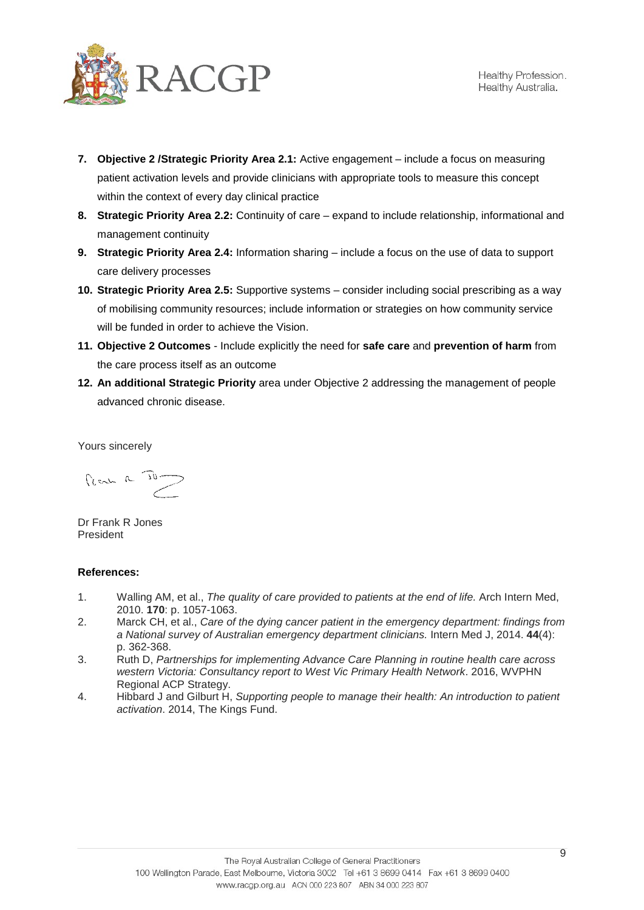7. **Objective 2 /Strategic Priority Area 2.1:** Active engagement – include a focus on measuring patient activation levels and provide clinicians with appropriate tools to measure this concept within the context of every day clinical practice
8. **Strategic Priority Area 2.2:** Continuity of care – expand to include relationship, informational and management continuity
9. **Strategic Priority Area 2.4:** Information sharing – include a focus on the use of data to support care delivery processes
10. **Strategic Priority Area 2.5:** Supportive systems – consider including social prescribing as a way of mobilising community resources; include information or strategies on how community service will be funded in order to achieve the Vision.
11. **Objective 2 Outcomes** - Include explicitly the need for **safe care** and **prevention of harm** from the care process itself as an outcome
12. **An additional Strategic Priority** area under Objective 2 addressing the management of people advanced chronic disease.

Yours sincerely

Dr Frank R Jones
President

**References:**

1. Walling AM, et al., *The quality of care provided to patients at the end of life.* Arch Intern Med, 2010. **170**: p. 1057-1063.
2. Marck CH, et al., *Care of the dying cancer patient in the emergency department: findings from a National survey of Australian emergency department clinicians.* Intern Med J, 2014. **44**(4): p. 362-368.
3. Ruth D, *Partnerships for implementing Advance Care Planning in routine health care across western Victoria: Consultancy report to West Vic Primary Health Network*. 2016, WVPHN Regional ACP Strategy.
4. Hibbard J and Gilburt H, *Supporting people to manage their health: An introduction to patient activation*. 2014, The Kings Fund.